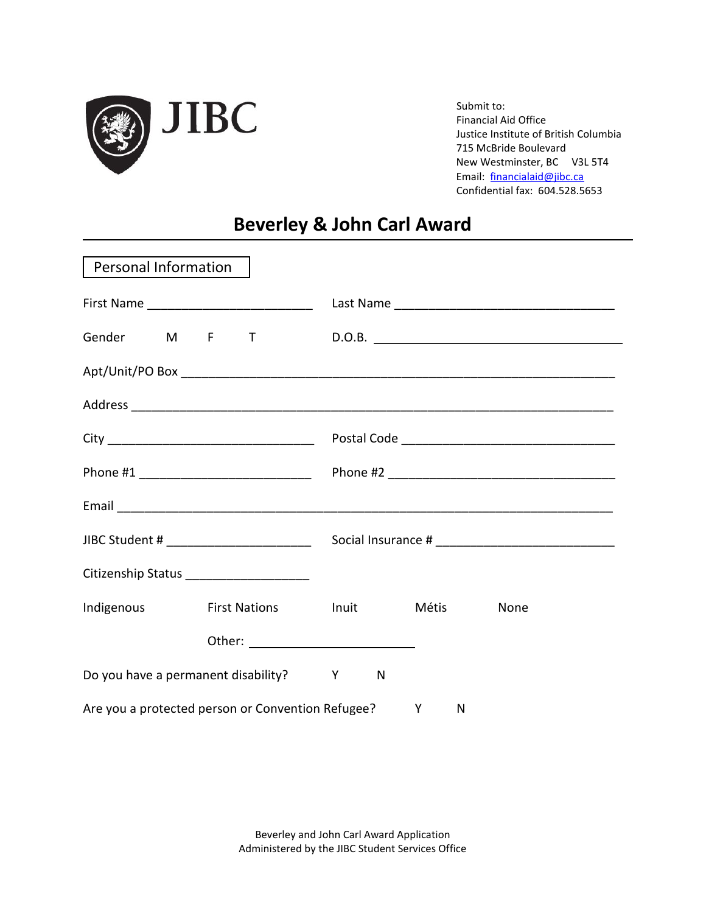JIBC

Submit to:
Financial Aid Office
Justice Institute of British Columbia
715 McBride Boulevard
New Westminster, BC V3L 5T4
Email: financialaid@jibc.ca
Confidential fax: 604.528.5653

# Beverley & John Carl Award

## Personal Information

First Name ________________________ Last Name ________________________________

Gender M F T D.O.B. ________________________________

Apt/Unit/PO Box ________________________________________________________________

Address ________________________________________________________________________

City ______________________________ Postal Code _______________________________

Phone #1 _________________________ Phone #2 _________________________________

Email __________________________________________________________________________

JIBC Student # _____________________ Social Insurance # __________________________

Citizenship Status __________________

Indigenous First Nations Inuit Métis None

Other: ________________________

Do you have a permanent disability? Y N

Are you a protected person or Convention Refugee? Y N

Beverley and John Carl Award Application
Administered by the JIBC Student Services Office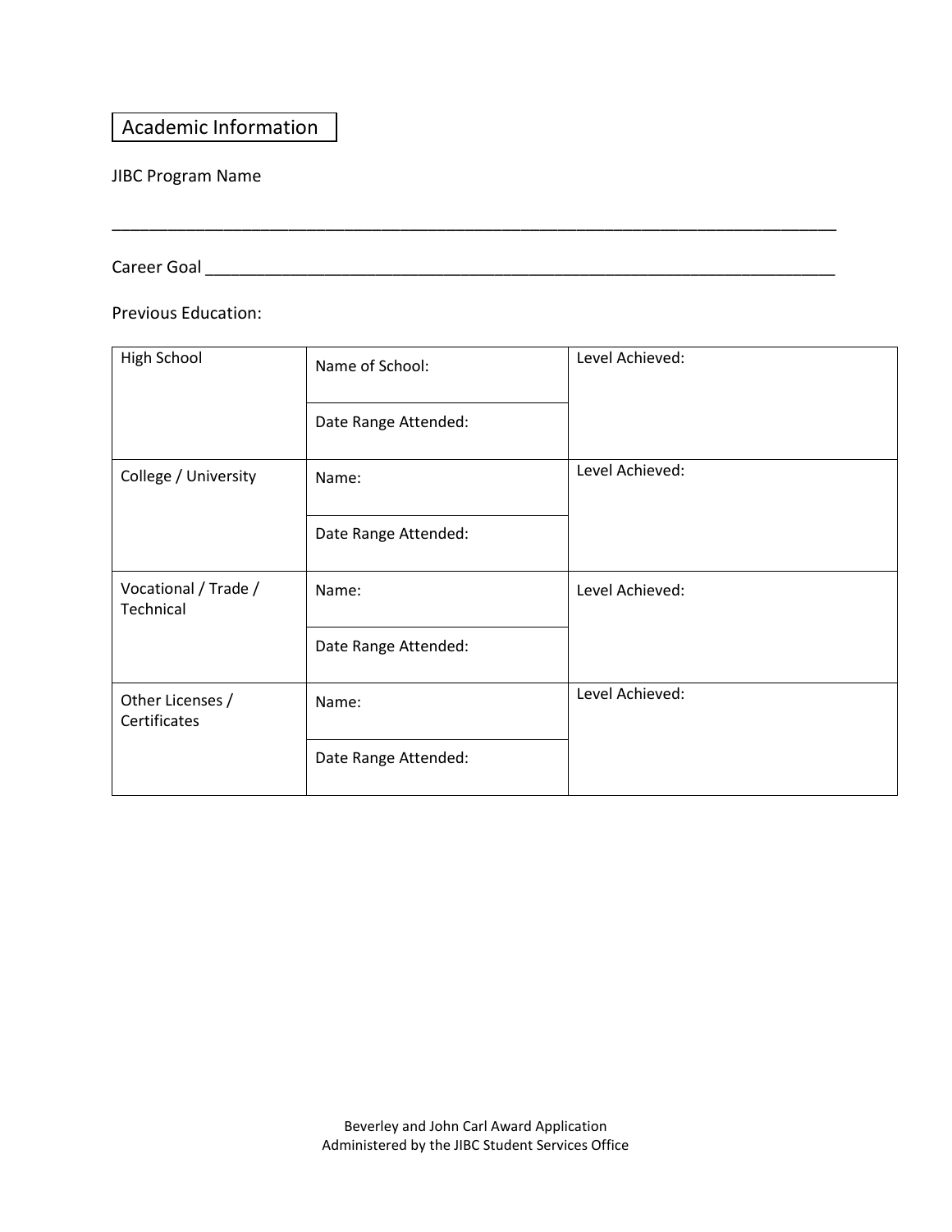## Academic Information

JIBC Program Name

\_\_\_\_\_\_\_\_\_\_\_\_\_\_\_\_\_\_\_\_\_\_\_\_\_\_\_\_\_\_\_\_\_\_\_\_\_\_\_\_\_\_\_\_\_\_\_\_\_\_\_\_\_\_\_\_\_\_\_\_\_\_\_\_\_\_\_\_\_\_\_\_\_\_\_\_\_\_

Career Goal \_\_\_\_\_\_\_\_\_\_\_\_\_\_\_\_\_\_\_\_\_\_\_\_\_\_\_\_\_\_\_\_\_\_\_\_\_\_\_\_\_\_\_\_\_\_\_\_\_\_\_\_\_\_\_\_\_\_\_\_\_\_\_\_\_\_\_\_

Previous Education:

| | | |
|---|---|---|
| High School | Name of School: | Level Achieved: |
| | Date Range Attended: | |
| College / University | Name: | Level Achieved: |
| | Date Range Attended: | |
| Vocational / Trade / Technical | Name: | Level Achieved: |
| | Date Range Attended: | |
| Other Licenses / Certificates | Name: | Level Achieved: |
| | Date Range Attended: | |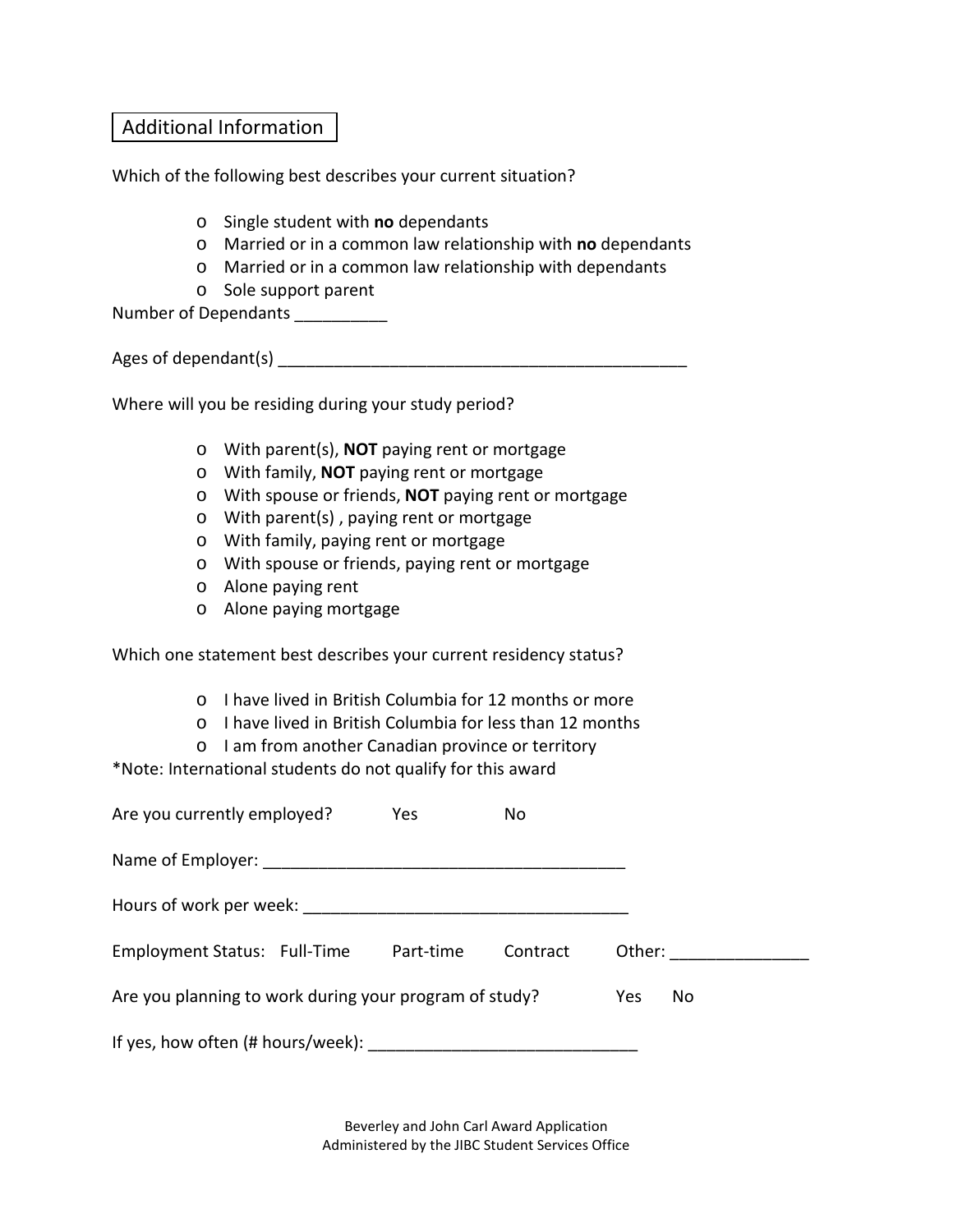## Additional Information

Which of the following best describes your current situation?

- Single student with **no** dependants
- Married or in a common law relationship with **no** dependants
- Married or in a common law relationship with dependants
- Sole support parent

Number of Dependants __________

Ages of dependant(s) _____________________________________________

Where will you be residing during your study period?

- With parent(s), **NOT** paying rent or mortgage
- With family, **NOT** paying rent or mortgage
- With spouse or friends, **NOT** paying rent or mortgage
- With parent(s) , paying rent or mortgage
- With family, paying rent or mortgage
- With spouse or friends, paying rent or mortgage
- Alone paying rent
- Alone paying mortgage

Which one statement best describes your current residency status?

- I have lived in British Columbia for 12 months or more
- I have lived in British Columbia for less than 12 months
- I am from another Canadian province or territory

*Note: International students do not qualify for this award

Are you currently employed? Yes No

Name of Employer: _______________________________________

Hours of work per week: ___________________________________

Employment Status: Full-Time Part-time Contract Other: _______________

Are you planning to work during your program of study? Yes No

If yes, how often (# hours/week): _____________________________

Beverley and John Carl Award Application
Administered by the JIBC Student Services Office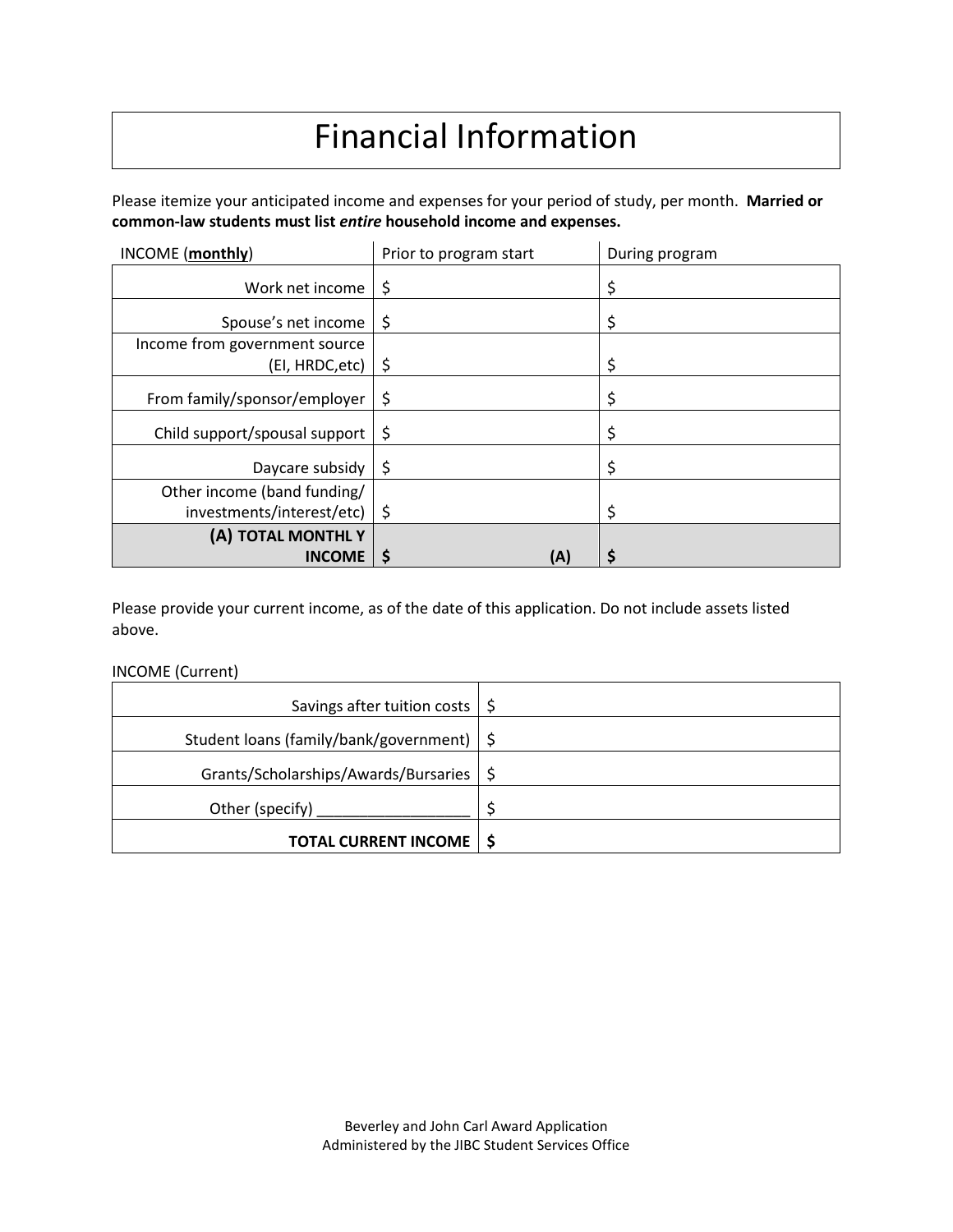# Financial Information

Please itemize your anticipated income and expenses for your period of study, per month. **Married or common-law students must list *entire* household income and expenses.**

| INCOME (**monthly**) | Prior to program start | During program |
|---|---|---|
| Work net income | $ | $ |
| Spouse's net income | $ | $ |
| Income from government source (EI, HRDC,etc) | $ | $ |
| From family/sponsor/employer | $ | $ |
| Child support/spousal support | $ | $ |
| Daycare subsidy | $ | $ |
| Other income (band funding/ investments/interest/etc) | $ | $ |
| **(A) TOTAL MONTHL Y INCOME** | **$ (A)** | **$** |

Please provide your current income, as of the date of this application. Do not include assets listed above.

INCOME (Current)

| | |
|---|---|
| Savings after tuition costs | $ |
| Student loans (family/bank/government) | $ |
| Grants/Scholarships/Awards/Bursaries | $ |
| Other (specify) __________________ | $ |
| **TOTAL CURRENT INCOME** | **$** |

Beverley and John Carl Award Application
Administered by the JIBC Student Services Office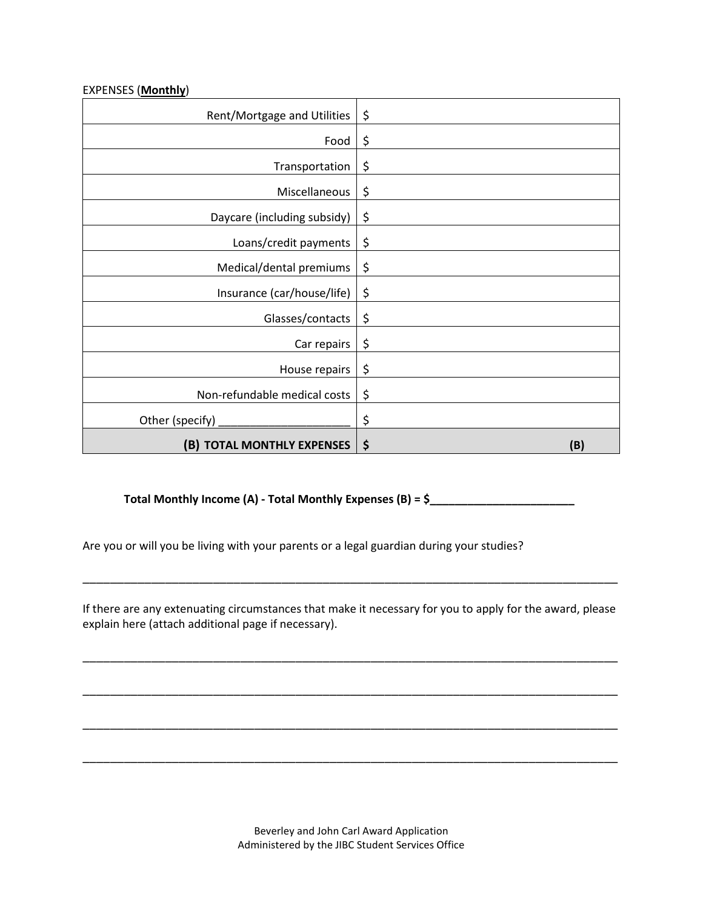EXPENSES (**Monthly**)

| | |
|---|---|
| Rent/Mortgage and Utilities | $ |
| Food | $ |
| Transportation | $ |
| Miscellaneous | $ |
| Daycare (including subsidy) | $ |
| Loans/credit payments | $ |
| Medical/dental premiums | $ |
| Insurance (car/house/life) | $ |
| Glasses/contacts | $ |
| Car repairs | $ |
| House repairs | $ |
| Non-refundable medical costs | $ |
| Other (specify) _____________________ | $ |
| **(B) TOTAL MONTHLY EXPENSES** | **$ (B)** |

**Total Monthly Income (A) - Total Monthly Expenses (B) = $_______________________**

Are you or will you be living with your parents or a legal guardian during your studies?

_____________________________________________________________________________________

If there are any extenuating circumstances that make it necessary for you to apply for the award, please explain here (attach additional page if necessary).

_____________________________________________________________________________________

_____________________________________________________________________________________

_____________________________________________________________________________________

_____________________________________________________________________________________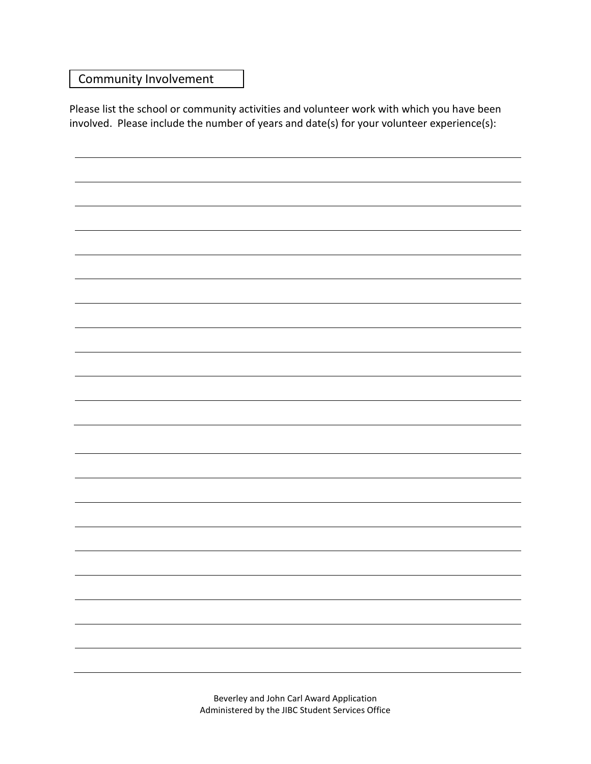## Community Involvement

Please list the school or community activities and volunteer work with which you have been involved. Please include the number of years and date(s) for your volunteer experience(s):

Beverley and John Carl Award Application
Administered by the JIBC Student Services Office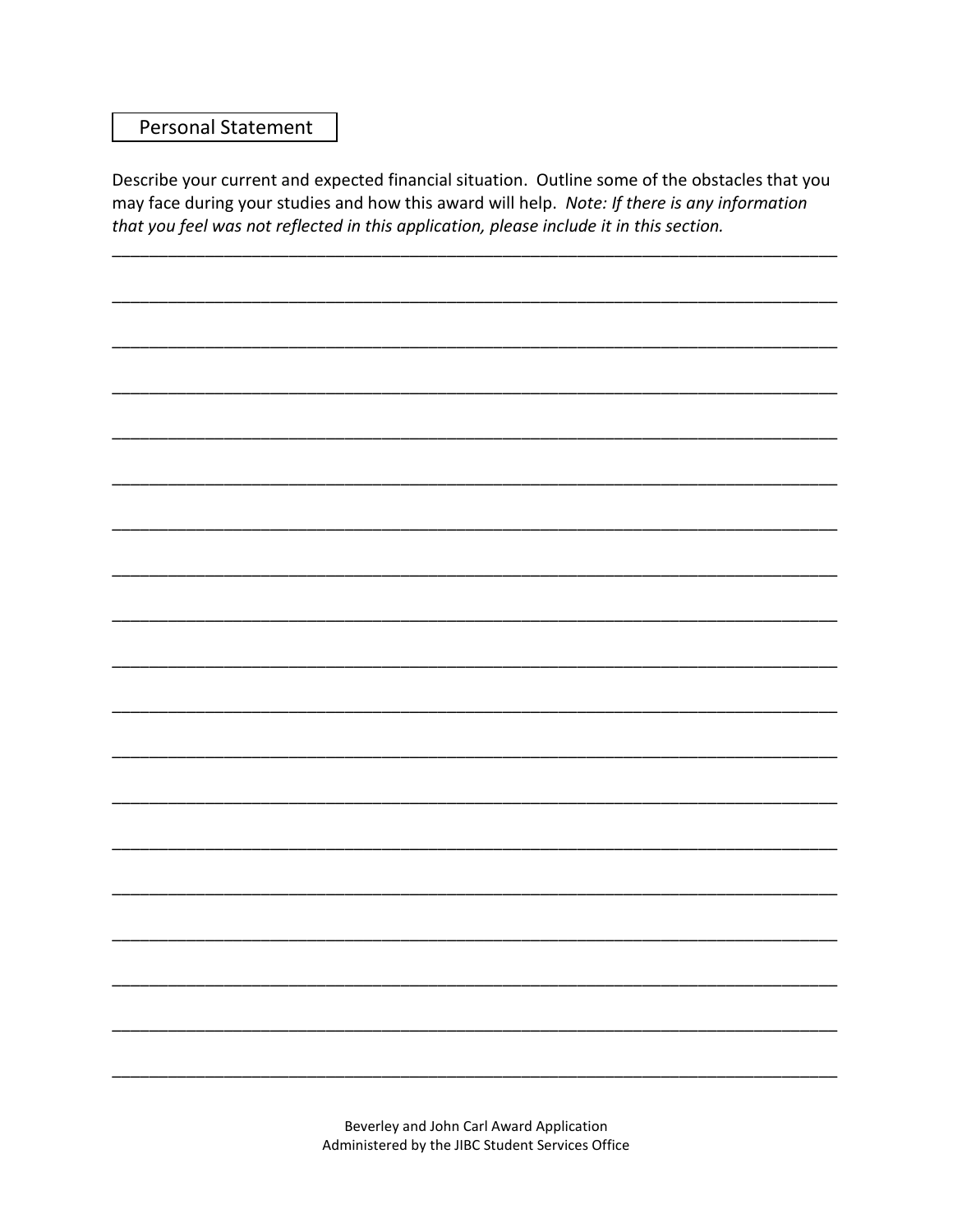## Personal Statement

Describe your current and expected financial situation. Outline some of the obstacles that you may face during your studies and how this award will help. *Note: If there is any information that you feel was not reflected in this application, please include it in this section.*

___________________________________________________________________________

___________________________________________________________________________

___________________________________________________________________________

___________________________________________________________________________

___________________________________________________________________________

___________________________________________________________________________

___________________________________________________________________________

___________________________________________________________________________

___________________________________________________________________________

___________________________________________________________________________

___________________________________________________________________________

___________________________________________________________________________

___________________________________________________________________________

___________________________________________________________________________

___________________________________________________________________________

___________________________________________________________________________

___________________________________________________________________________

___________________________________________________________________________

___________________________________________________________________________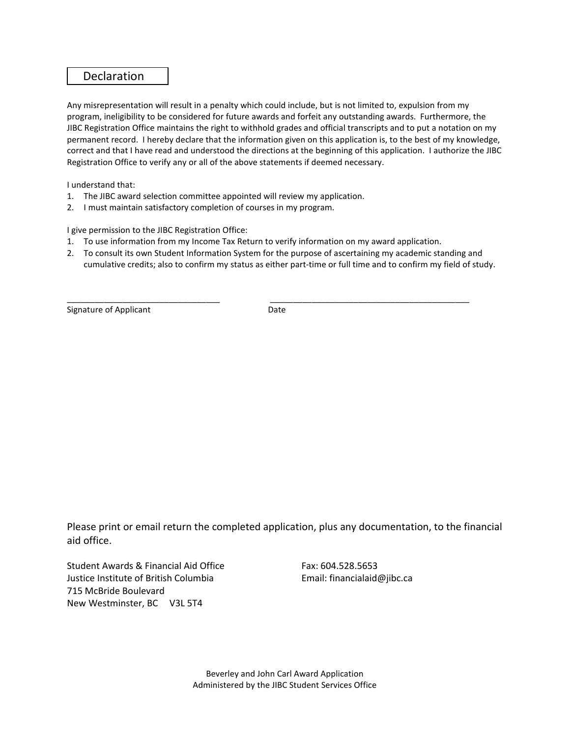## Declaration

Any misrepresentation will result in a penalty which could include, but is not limited to, expulsion from my program, ineligibility to be considered for future awards and forfeit any outstanding awards. Furthermore, the JIBC Registration Office maintains the right to withhold grades and official transcripts and to put a notation on my permanent record. I hereby declare that the information given on this application is, to the best of my knowledge, correct and that I have read and understood the directions at the beginning of this application. I authorize the JIBC Registration Office to verify any or all of the above statements if deemed necessary.

I understand that:

1. The JIBC award selection committee appointed will review my application.
2. I must maintain satisfactory completion of courses in my program.

I give permission to the JIBC Registration Office:

1. To use information from my Income Tax Return to verify information on my award application.
2. To consult its own Student Information System for the purpose of ascertaining my academic standing and cumulative credits; also to confirm my status as either part-time or full time and to confirm my field of study.

\_\_\_\_\_\_\_\_\_\_\_\_\_\_\_\_\_\_\_\_\_\_\_\_\_\_\_\_\_\_\_\_\_ Signature of Applicant

\_\_\_\_\_\_\_\_\_\_\_\_\_\_\_\_\_\_\_\_\_\_\_\_\_\_\_\_\_\_\_\_\_\_\_\_\_\_\_\_\_\_\_ Date

Please print or email return the completed application, plus any documentation, to the financial aid office.

Student Awards & Financial Aid Office
Justice Institute of British Columbia
715 McBride Boulevard
New Westminster, BC V3L 5T4

Fax: 604.528.5653
Email: financialaid@jibc.ca

Beverley and John Carl Award Application
Administered by the JIBC Student Services Office